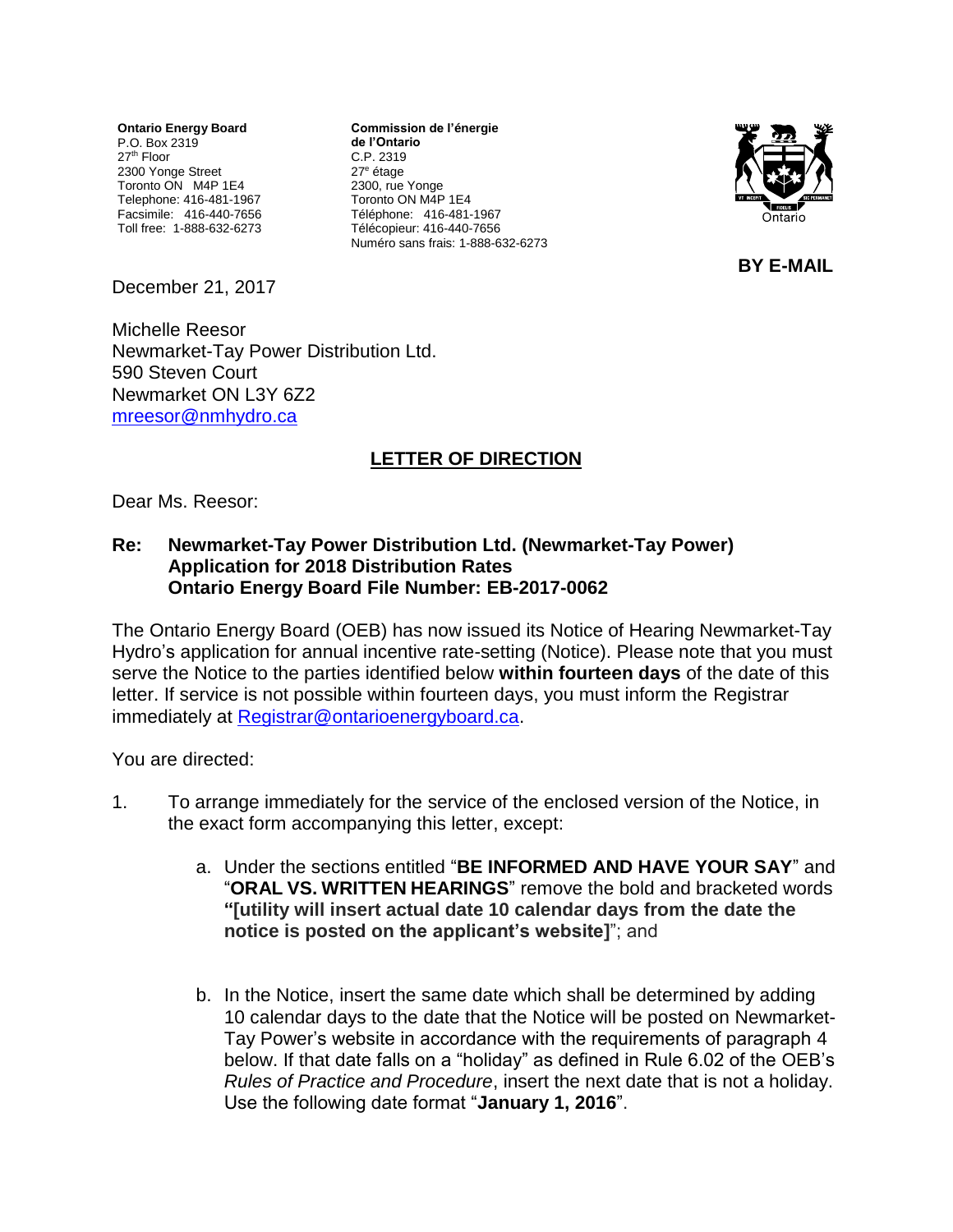**Ontario Energy Board**
P.O. Box 2319
27th Floor
2300 Yonge Street
Toronto ON M4P 1E4
Telephone: 416-481-1967
Facsimile: 416-440-7656
Toll free: 1-888-632-6273

**Commission de l'énergie de l'Ontario**
C.P. 2319
27e étage
2300, rue Yonge
Toronto ON M4P 1E4
Téléphone: 416-481-1967
Télécopieur: 416-440-7656
Numéro sans frais: 1-888-632-6273

Ontario

**BY E-MAIL**

December 21, 2017

Michelle Reesor
Newmarket-Tay Power Distribution Ltd.
590 Steven Court
Newmarket ON L3Y 6Z2
mreesor@nmhydro.ca

## LETTER OF DIRECTION

Dear Ms. Reesor:

**Re: Newmarket-Tay Power Distribution Ltd. (Newmarket-Tay Power) Application for 2018 Distribution Rates Ontario Energy Board File Number: EB-2017-0062**

The Ontario Energy Board (OEB) has now issued its Notice of Hearing Newmarket-Tay Hydro's application for annual incentive rate-setting (Notice). Please note that you must serve the Notice to the parties identified below **within fourteen days** of the date of this letter. If service is not possible within fourteen days, you must inform the Registrar immediately at Registrar@ontarioenergyboard.ca.

You are directed:

1. To arrange immediately for the service of the enclosed version of the Notice, in the exact form accompanying this letter, except:

   a. Under the sections entitled "**BE INFORMED AND HAVE YOUR SAY**" and "**ORAL VS. WRITTEN HEARINGS**" remove the bold and bracketed words **"[utility will insert actual date 10 calendar days from the date the notice is posted on the applicant's website]**"; and

   b. In the Notice, insert the same date which shall be determined by adding 10 calendar days to the date that the Notice will be posted on Newmarket-Tay Power's website in accordance with the requirements of paragraph 4 below. If that date falls on a "holiday" as defined in Rule 6.02 of the OEB's *Rules of Practice and Procedure*, insert the next date that is not a holiday. Use the following date format "**January 1, 2016**".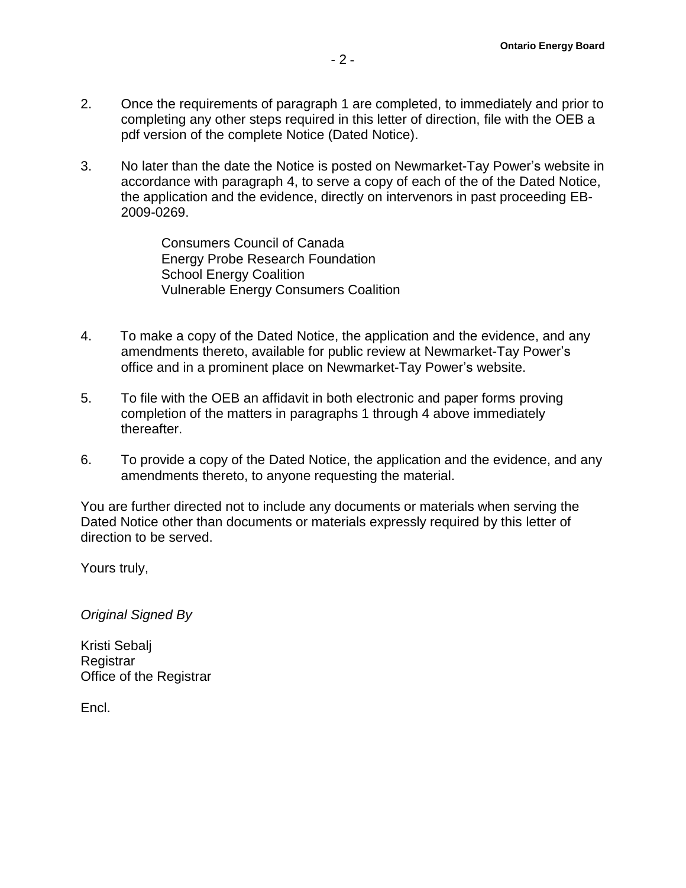2. Once the requirements of paragraph 1 are completed, to immediately and prior to completing any other steps required in this letter of direction, file with the OEB a pdf version of the complete Notice (Dated Notice).

3. No later than the date the Notice is posted on Newmarket-Tay Power's website in accordance with paragraph 4, to serve a copy of each of the of the Dated Notice, the application and the evidence, directly on intervenors in past proceeding EB-2009-0269.

   Consumers Council of Canada
   Energy Probe Research Foundation
   School Energy Coalition
   Vulnerable Energy Consumers Coalition

4. To make a copy of the Dated Notice, the application and the evidence, and any amendments thereto, available for public review at Newmarket-Tay Power's office and in a prominent place on Newmarket-Tay Power's website.

5. To file with the OEB an affidavit in both electronic and paper forms proving completion of the matters in paragraphs 1 through 4 above immediately thereafter.

6. To provide a copy of the Dated Notice, the application and the evidence, and any amendments thereto, to anyone requesting the material.

You are further directed not to include any documents or materials when serving the Dated Notice other than documents or materials expressly required by this letter of direction to be served.

Yours truly,

*Original Signed By*

Kristi Sebalj
Registrar
Office of the Registrar

Encl.